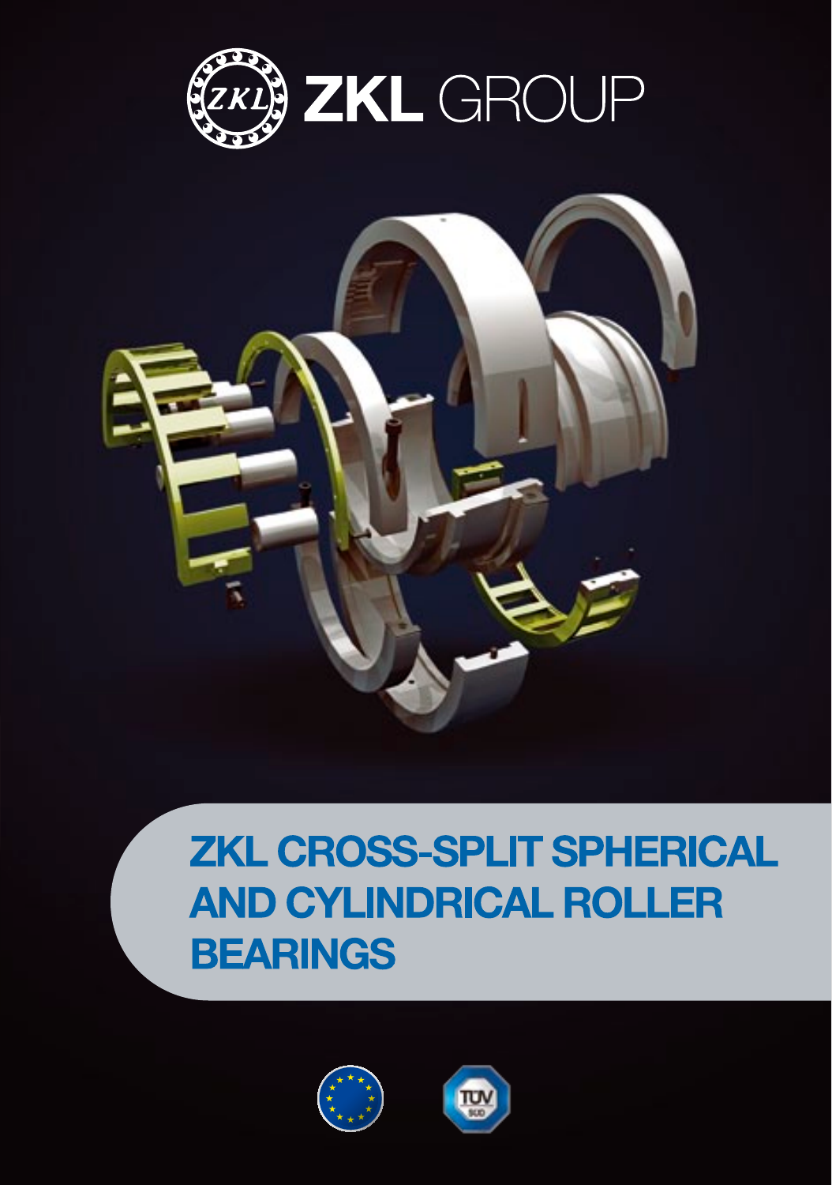ZKL GROUP

# ZKL CROSS-SPLIT SPHERICAL AND CYLINDRICAL ROLLER BEARINGS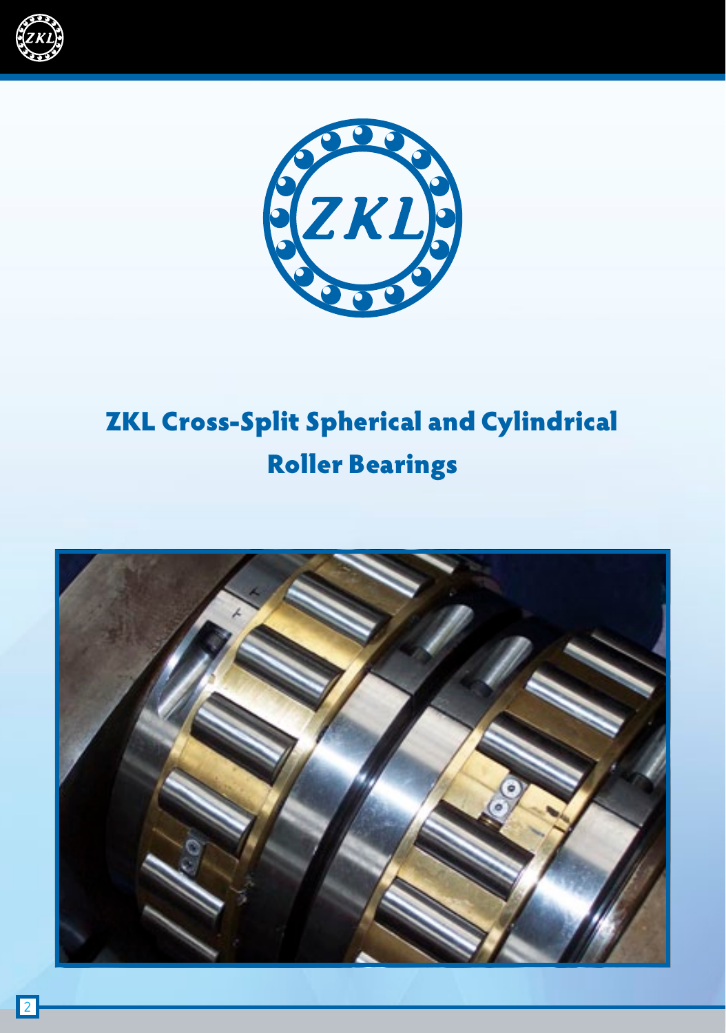# ZKL Cross-Split Spherical and Cylindrical Roller Bearings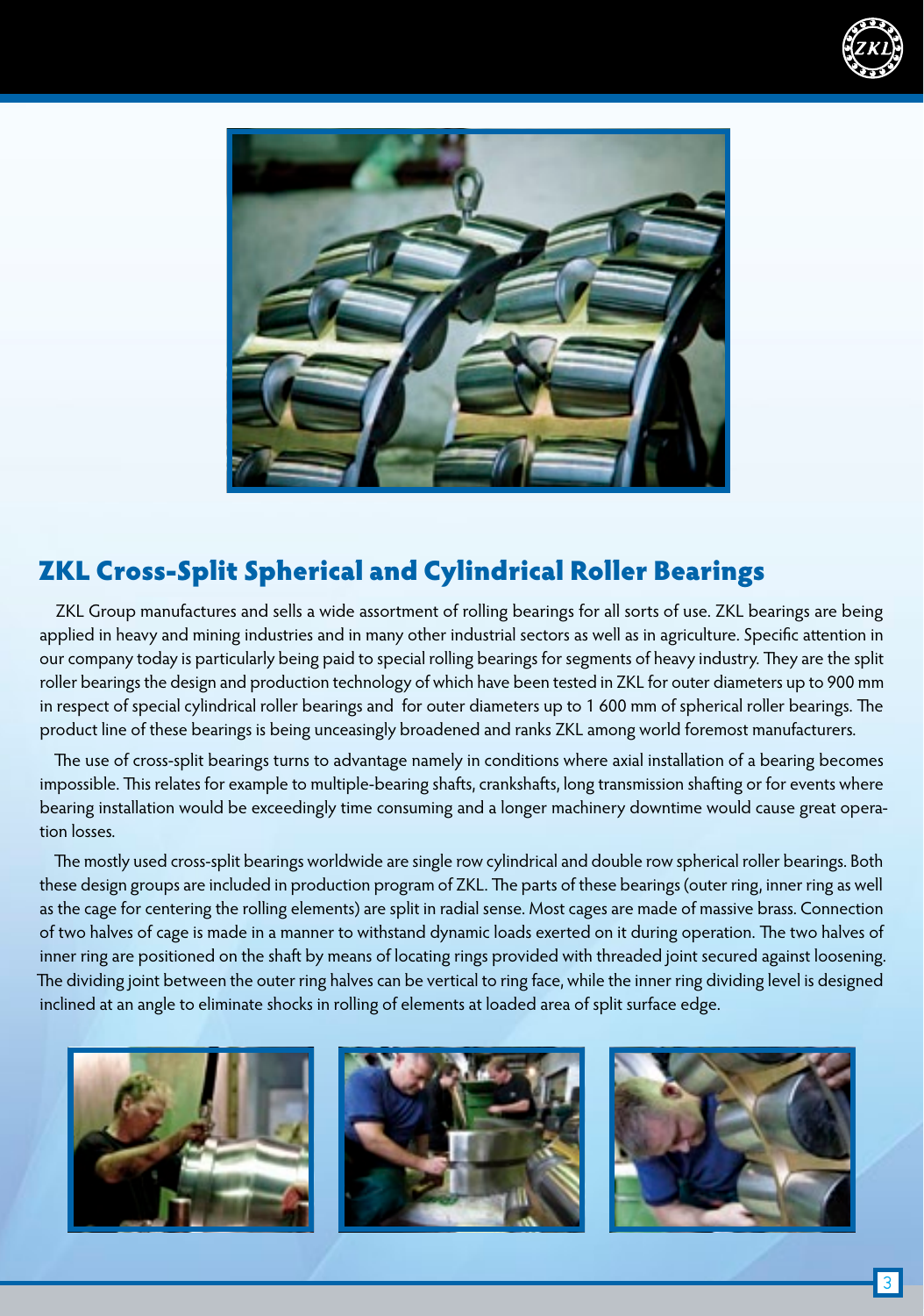## ZKL Cross-Split Spherical and Cylindrical Roller Bearings

ZKL Group manufactures and sells a wide assortment of rolling bearings for all sorts of use. ZKL bearings are being applied in heavy and mining industries and in many other industrial sectors as well as in agriculture. Specific attention in our company today is particularly being paid to special rolling bearings for segments of heavy industry. They are the split roller bearings the design and production technology of which have been tested in ZKL for outer diameters up to 900 mm in respect of special cylindrical roller bearings and for outer diameters up to 1 600 mm of spherical roller bearings. The product line of these bearings is being unceasingly broadened and ranks ZKL among world foremost manufacturers.

The use of cross-split bearings turns to advantage namely in conditions where axial installation of a bearing becomes impossible. This relates for example to multiple-bearing shafts, crankshafts, long transmission shafting or for events where bearing installation would be exceedingly time consuming and a longer machinery downtime would cause great operation losses.

The mostly used cross-split bearings worldwide are single row cylindrical and double row spherical roller bearings. Both these design groups are included in production program of ZKL. The parts of these bearings (outer ring, inner ring as well as the cage for centering the rolling elements) are split in radial sense. Most cages are made of massive brass. Connection of two halves of cage is made in a manner to withstand dynamic loads exerted on it during operation. The two halves of inner ring are positioned on the shaft by means of locating rings provided with threaded joint secured against loosening. The dividing joint between the outer ring halves can be vertical to ring face, while the inner ring dividing level is designed inclined at an angle to eliminate shocks in rolling of elements at loaded area of split surface edge.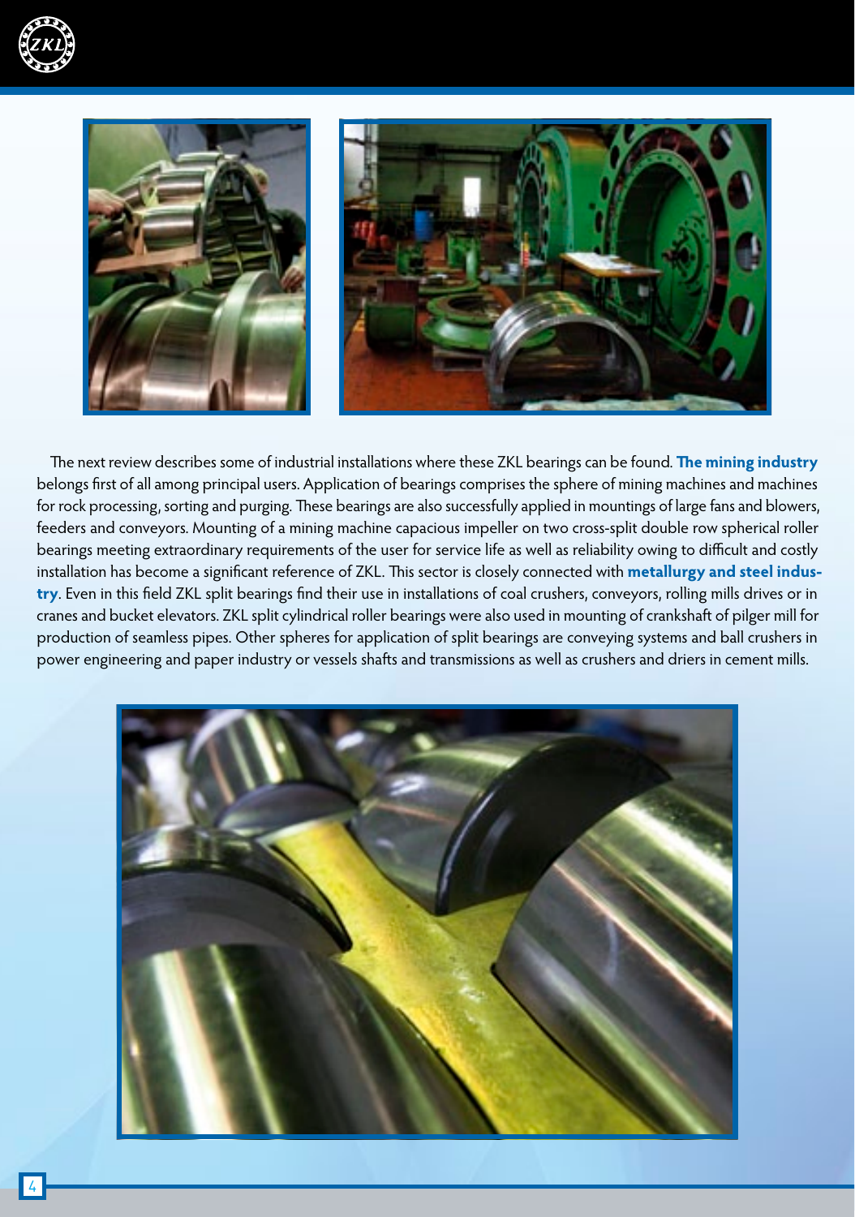The next review describes some of industrial installations where these ZKL bearings can be found. **The mining industry** belongs first of all among principal users. Application of bearings comprises the sphere of mining machines and machines for rock processing, sorting and purging. These bearings are also successfully applied in mountings of large fans and blowers, feeders and conveyors. Mounting of a mining machine capacious impeller on two cross-split double row spherical roller bearings meeting extraordinary requirements of the user for service life as well as reliability owing to difficult and costly installation has become a significant reference of ZKL. This sector is closely connected with **metallurgy and steel industry**. Even in this field ZKL split bearings find their use in installations of coal crushers, conveyors, rolling mills drives or in cranes and bucket elevators. ZKL split cylindrical roller bearings were also used in mounting of crankshaft of pilger mill for production of seamless pipes. Other spheres for application of split bearings are conveying systems and ball crushers in power engineering and paper industry or vessels shafts and transmissions as well as crushers and driers in cement mills.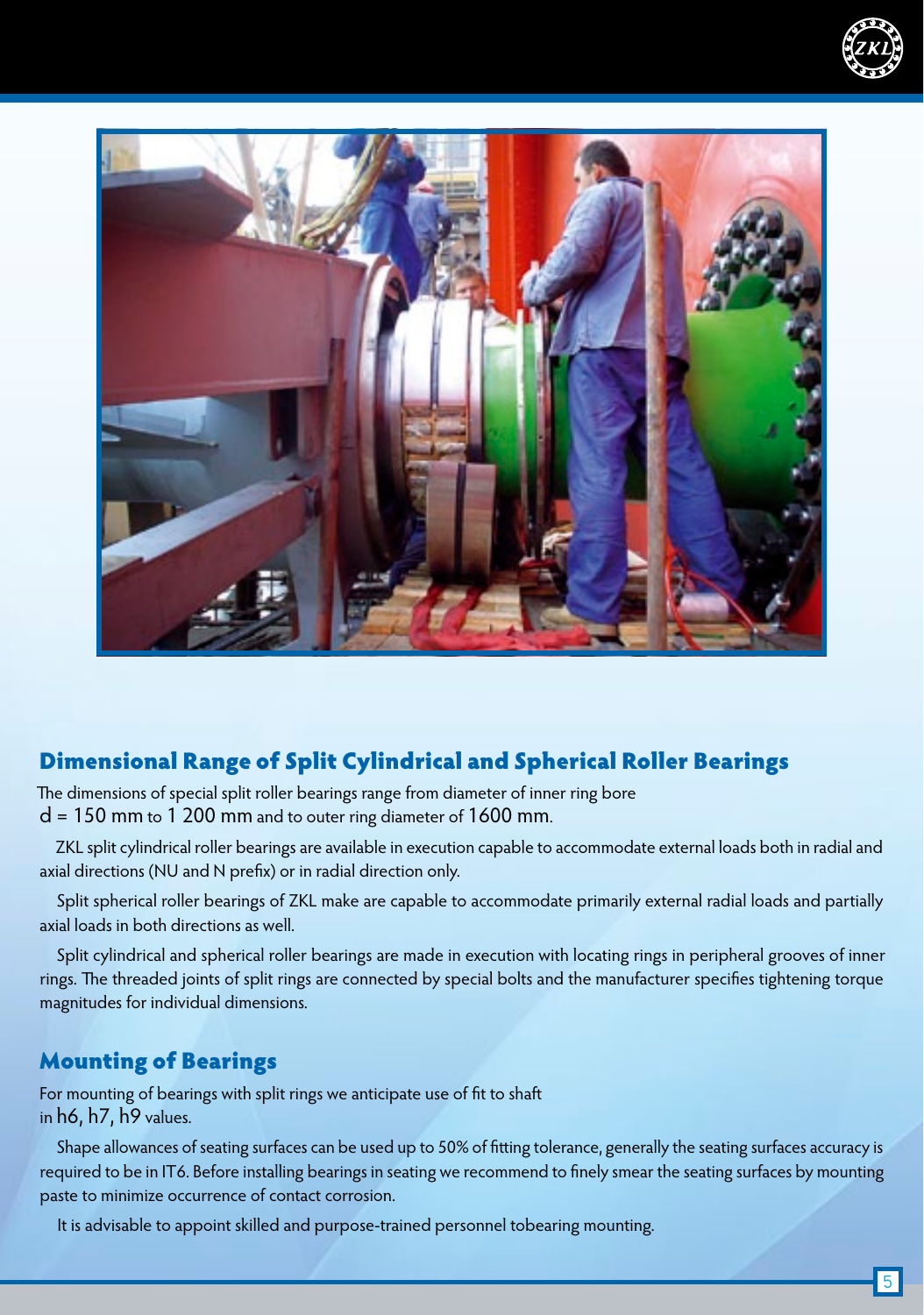## Dimensional Range of Split Cylindrical and Spherical Roller Bearings

The dimensions of special split roller bearings range from diameter of inner ring bore
d = 150 mm to 1 200 mm and to outer ring diameter of 1600 mm.

ZKL split cylindrical roller bearings are available in execution capable to accommodate external loads both in radial and axial directions (NU and N prefix) or in radial direction only.

Split spherical roller bearings of ZKL make are capable to accommodate primarily external radial loads and partially axial loads in both directions as well.

Split cylindrical and spherical roller bearings are made in execution with locating rings in peripheral grooves of inner rings. The threaded joints of split rings are connected by special bolts and the manufacturer specifies tightening torque magnitudes for individual dimensions.

## Mounting of Bearings

For mounting of bearings with split rings we anticipate use of fit to shaft
in h6, h7, h9 values.

Shape allowances of seating surfaces can be used up to 50% of fitting tolerance, generally the seating surfaces accuracy is required to be in IT6. Before installing bearings in seating we recommend to finely smear the seating surfaces by mounting paste to minimize occurrence of contact corrosion.

It is advisable to appoint skilled and purpose-trained personnel tobearing mounting.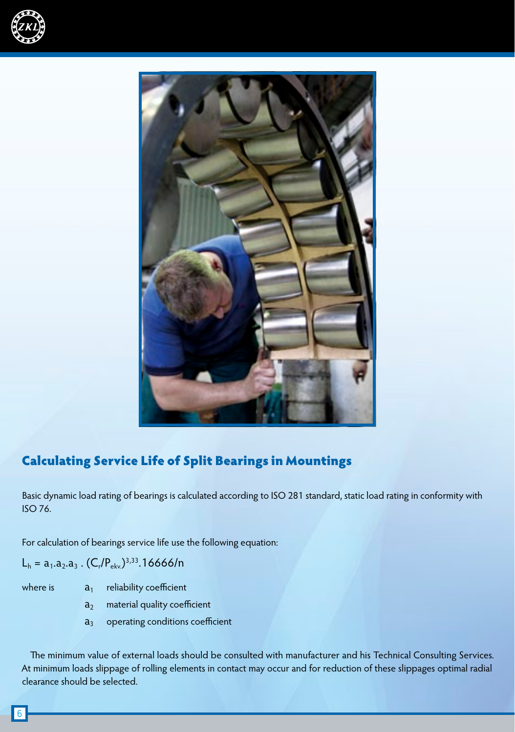## Calculating Service Life of Split Bearings in Mountings

Basic dynamic load rating of bearings is calculated according to ISO 281 standard, static load rating in conformity with ISO 76.

For calculation of bearings service life use the following equation:

$$L_h = a_1 . a_2 . a_3 \, . \, (C_r/P_{ekv.})^{3,33} . 16666/n$$

where is

- $a_1$ reliability coefficient
- $a_2$ material quality coefficient
- $a_3$ operating conditions coefficient

The minimum value of external loads should be consulted with manufacturer and his Technical Consulting Services. At minimum loads slippage of rolling elements in contact may occur and for reduction of these slippages optimal radial clearance should be selected.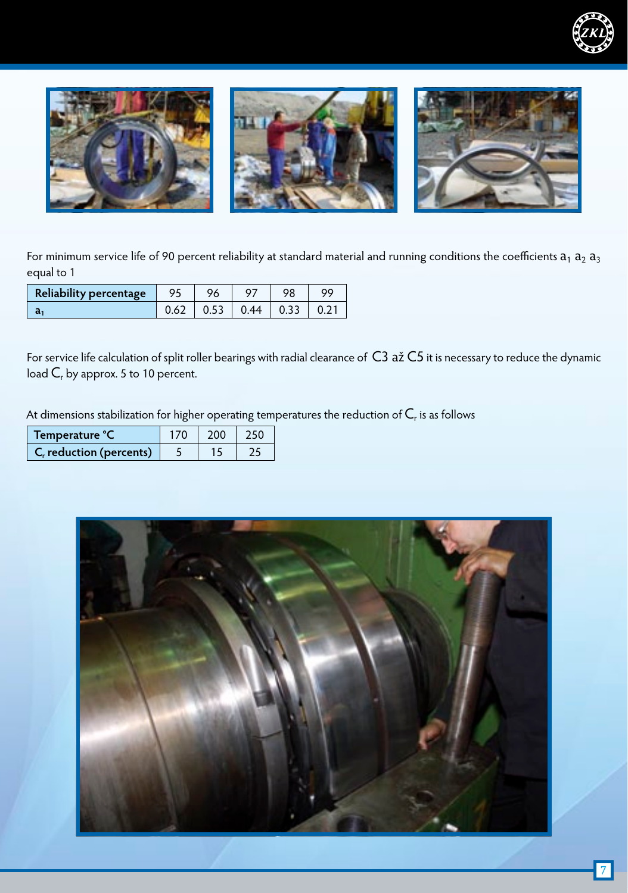For minimum service life of 90 percent reliability at standard material and running conditions the coefficients $a_1$ $a_2$ $a_3$ equal to 1

| Reliability percentage | 95 | 96 | 97 | 98 | 99 |
|---|---|---|---|---|---|
| $a_1$ | 0.62 | 0.53 | 0.44 | 0.33 | 0.21 |

For service life calculation of split roller bearings with radial clearance of C3 až C5 it is necessary to reduce the dynamic load $C_r$ by approx. 5 to 10 percent.

At dimensions stabilization for higher operating temperatures the reduction of $C_r$ is as follows

| Temperature °C | 170 | 200 | 250 |
|---|---|---|---|
| $C_r$ reduction (percents) | 5 | 15 | 25 |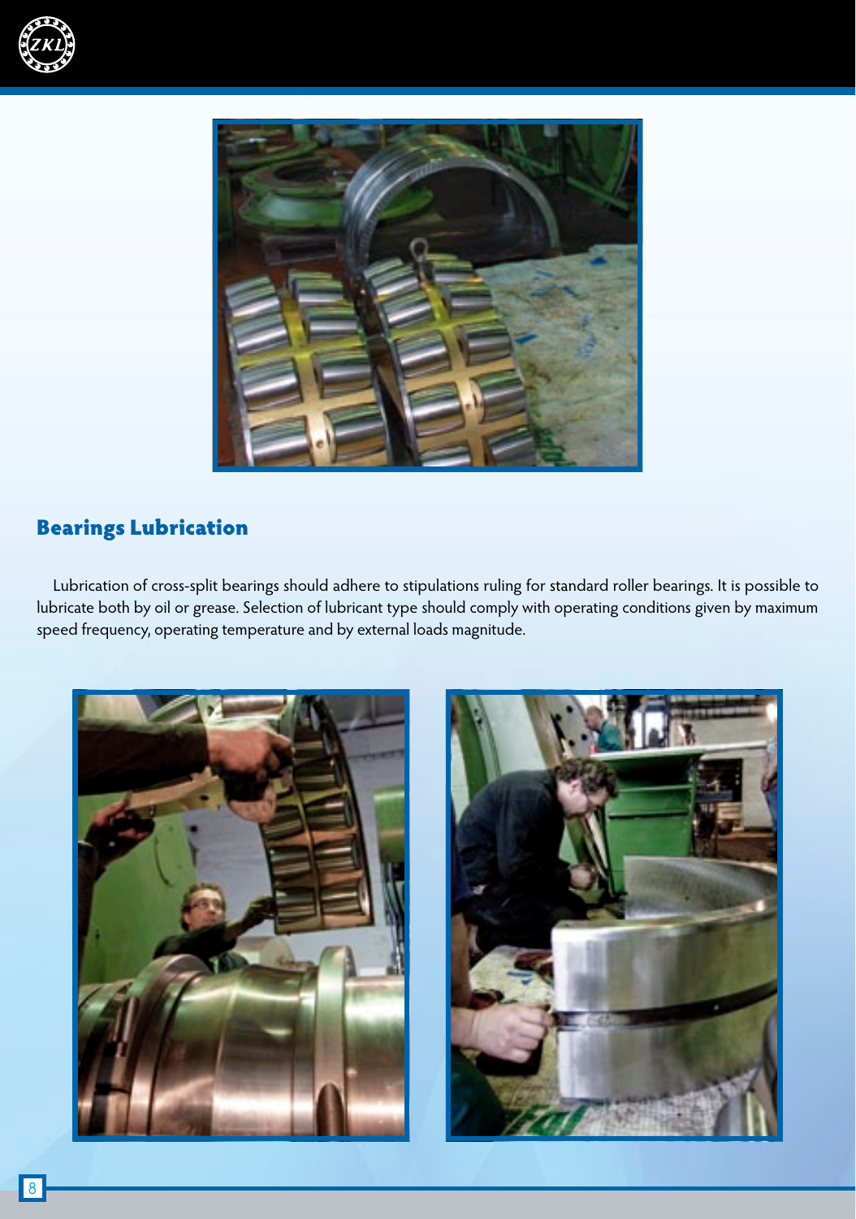## Bearings Lubrication

Lubrication of cross-split bearings should adhere to stipulations ruling for standard roller bearings. It is possible to lubricate both by oil or grease. Selection of lubricant type should comply with operating conditions given by maximum speed frequency, operating temperature and by external loads magnitude.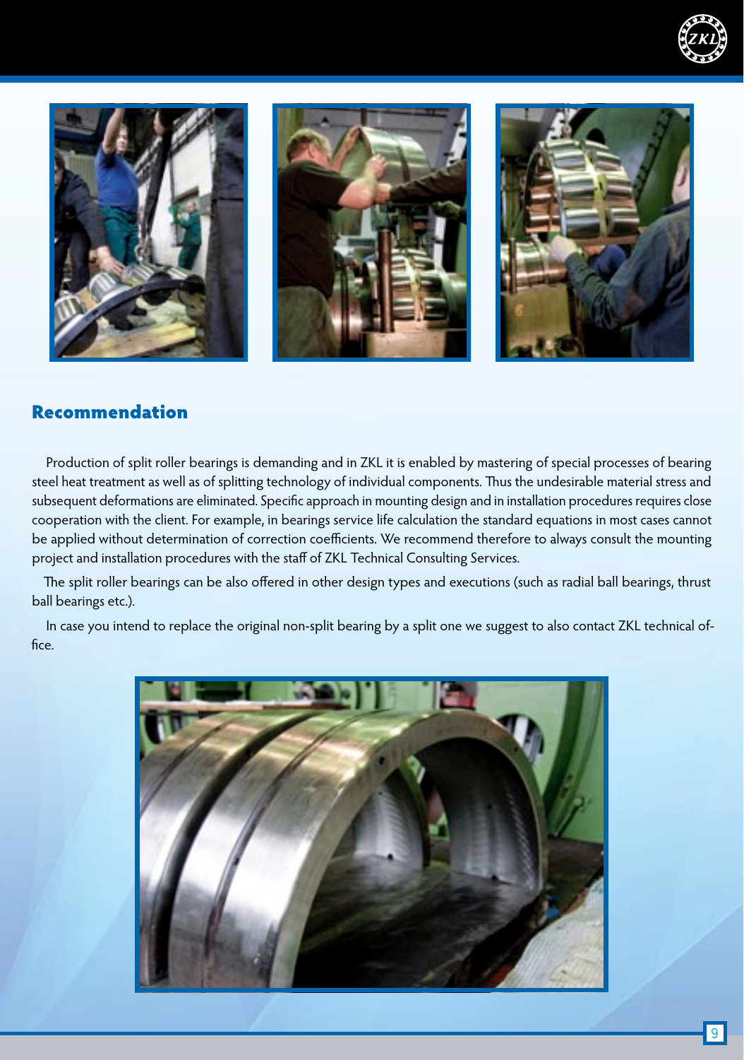## Recommendation

Production of split roller bearings is demanding and in ZKL it is enabled by mastering of special processes of bearing steel heat treatment as well as of splitting technology of individual components. Thus the undesirable material stress and subsequent deformations are eliminated. Specific approach in mounting design and in installation procedures requires close cooperation with the client. For example, in bearings service life calculation the standard equations in most cases cannot be applied without determination of correction coefficients. We recommend therefore to always consult the mounting project and installation procedures with the staff of ZKL Technical Consulting Services.

The split roller bearings can be also offered in other design types and executions (such as radial ball bearings, thrust ball bearings etc.).

In case you intend to replace the original non-split bearing by a split one we suggest to also contact ZKL technical office.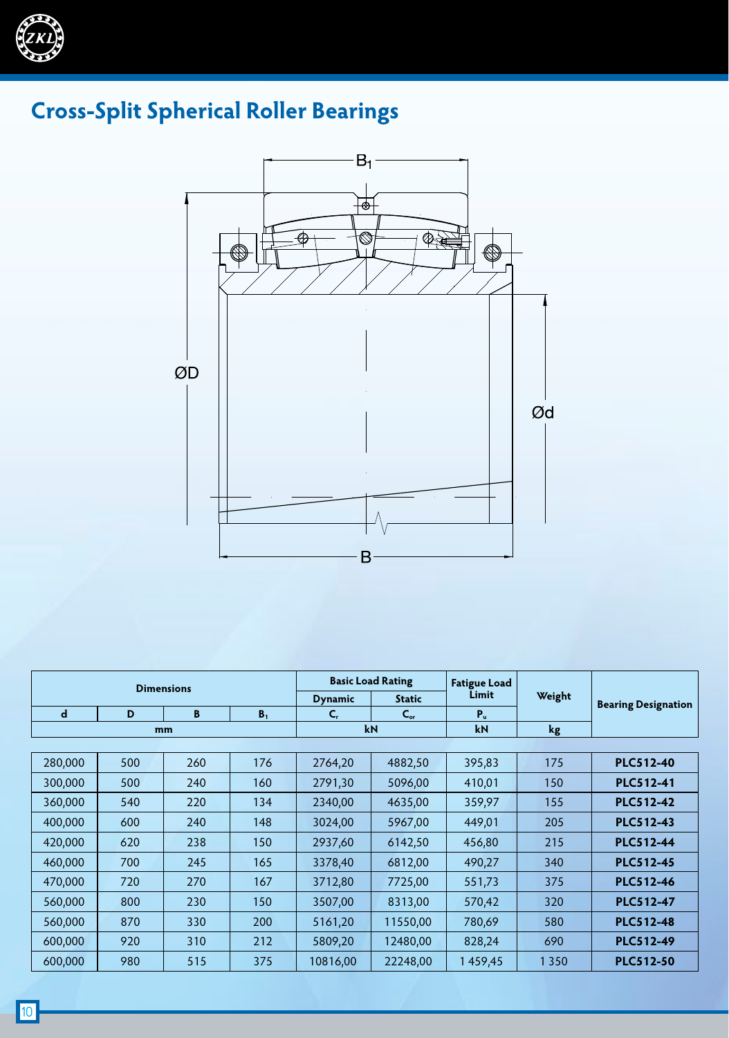# Cross-Split Spherical Roller Bearings

| Dimensions | | | | Basic Load Rating | | Fatigue Load Limit | Weight | Bearing Designation |
|---|---|---|---|---|---|---|---|---|
| | | | | Dynamic | Static | | | |
| d | D | B | $B_1$ | $C_r$ | $C_{or}$ | $P_u$ | | |
| mm | | | | kN | | kN | kg | |
| 280,000 | 500 | 260 | 176 | 2764,20 | 4882,50 | 395,83 | 175 | **PLC512-40** |
| 300,000 | 500 | 240 | 160 | 2791,30 | 5096,00 | 410,01 | 150 | **PLC512-41** |
| 360,000 | 540 | 220 | 134 | 2340,00 | 4635,00 | 359,97 | 155 | **PLC512-42** |
| 400,000 | 600 | 240 | 148 | 3024,00 | 5967,00 | 449,01 | 205 | **PLC512-43** |
| 420,000 | 620 | 238 | 150 | 2937,60 | 6142,50 | 456,80 | 215 | **PLC512-44** |
| 460,000 | 700 | 245 | 165 | 3378,40 | 6812,00 | 490,27 | 340 | **PLC512-45** |
| 470,000 | 720 | 270 | 167 | 3712,80 | 7725,00 | 551,73 | 375 | **PLC512-46** |
| 560,000 | 800 | 230 | 150 | 3507,00 | 8313,00 | 570,42 | 320 | **PLC512-47** |
| 560,000 | 870 | 330 | 200 | 5161,20 | 11550,00 | 780,69 | 580 | **PLC512-48** |
| 600,000 | 920 | 310 | 212 | 5809,20 | 12480,00 | 828,24 | 690 | **PLC512-49** |
| 600,000 | 980 | 515 | 375 | 10816,00 | 22248,00 | 1 459,45 | 1 350 | **PLC512-50** |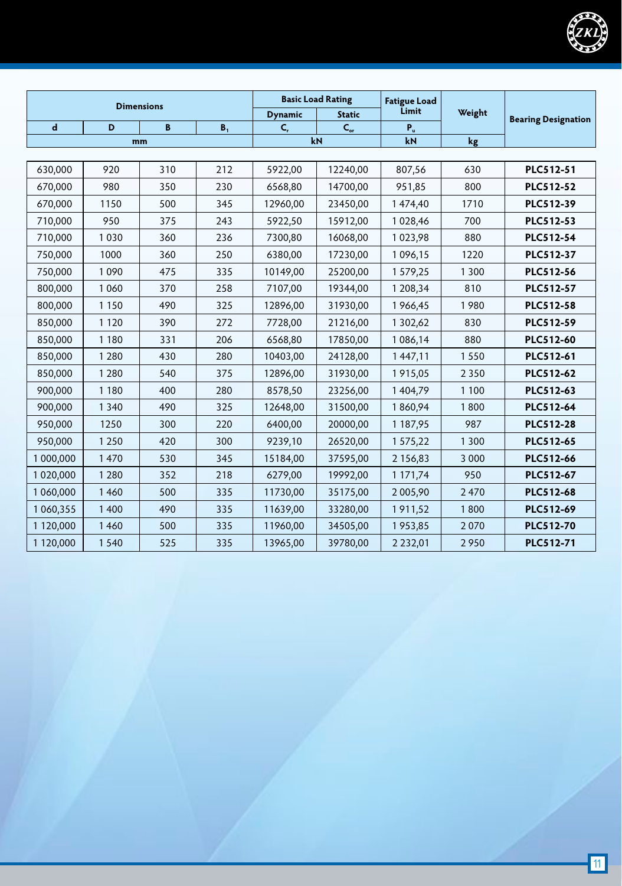| Dimensions | | | | Basic Load Rating | | Fatigue Load Limit | Weight | Bearing Designation |
|---|---|---|---|---|---|---|---|---|
| | | | | Dynamic | Static | | | |
| d | D | B | $B_1$ | $C_r$ | $C_{or}$ | $P_u$ | | |
| mm | | | | kN | | kN | kg | |
| 630,000 | 920 | 310 | 212 | 5922,00 | 12240,00 | 807,56 | 630 | **PLC512-51** |
| 670,000 | 980 | 350 | 230 | 6568,80 | 14700,00 | 951,85 | 800 | **PLC512-52** |
| 670,000 | 1150 | 500 | 345 | 12960,00 | 23450,00 | 1 474,40 | 1710 | **PLC512-39** |
| 710,000 | 950 | 375 | 243 | 5922,50 | 15912,00 | 1 028,46 | 700 | **PLC512-53** |
| 710,000 | 1 030 | 360 | 236 | 7300,80 | 16068,00 | 1 023,98 | 880 | **PLC512-54** |
| 750,000 | 1000 | 360 | 250 | 6380,00 | 17230,00 | 1 096,15 | 1220 | **PLC512-37** |
| 750,000 | 1 090 | 475 | 335 | 10149,00 | 25200,00 | 1 579,25 | 1 300 | **PLC512-56** |
| 800,000 | 1 060 | 370 | 258 | 7107,00 | 19344,00 | 1 208,34 | 810 | **PLC512-57** |
| 800,000 | 1 150 | 490 | 325 | 12896,00 | 31930,00 | 1 966,45 | 1 980 | **PLC512-58** |
| 850,000 | 1 120 | 390 | 272 | 7728,00 | 21216,00 | 1 302,62 | 830 | **PLC512-59** |
| 850,000 | 1 180 | 331 | 206 | 6568,80 | 17850,00 | 1 086,14 | 880 | **PLC512-60** |
| 850,000 | 1 280 | 430 | 280 | 10403,00 | 24128,00 | 1 447,11 | 1 550 | **PLC512-61** |
| 850,000 | 1 280 | 540 | 375 | 12896,00 | 31930,00 | 1 915,05 | 2 350 | **PLC512-62** |
| 900,000 | 1 180 | 400 | 280 | 8578,50 | 23256,00 | 1 404,79 | 1 100 | **PLC512-63** |
| 900,000 | 1 340 | 490 | 325 | 12648,00 | 31500,00 | 1 860,94 | 1 800 | **PLC512-64** |
| 950,000 | 1250 | 300 | 220 | 6400,00 | 20000,00 | 1 187,95 | 987 | **PLC512-28** |
| 950,000 | 1 250 | 420 | 300 | 9239,10 | 26520,00 | 1 575,22 | 1 300 | **PLC512-65** |
| 1 000,000 | 1 470 | 530 | 345 | 15184,00 | 37595,00 | 2 156,83 | 3 000 | **PLC512-66** |
| 1 020,000 | 1 280 | 352 | 218 | 6279,00 | 19992,00 | 1 171,74 | 950 | **PLC512-67** |
| 1 060,000 | 1 460 | 500 | 335 | 11730,00 | 35175,00 | 2 005,90 | 2 470 | **PLC512-68** |
| 1 060,355 | 1 400 | 490 | 335 | 11639,00 | 33280,00 | 1 911,52 | 1 800 | **PLC512-69** |
| 1 120,000 | 1 460 | 500 | 335 | 11960,00 | 34505,00 | 1 953,85 | 2 070 | **PLC512-70** |
| 1 120,000 | 1 540 | 525 | 335 | 13965,00 | 39780,00 | 2 232,01 | 2 950 | **PLC512-71** |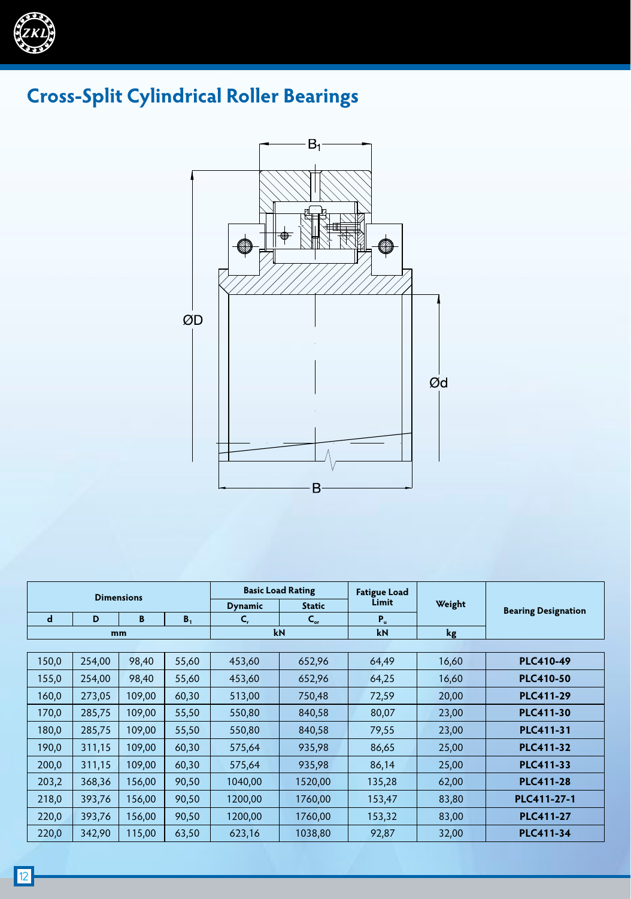# Cross-Split Cylindrical Roller Bearings

| Dimensions | | | | Basic Load Rating | | Fatigue Load Limit | Weight | Bearing Designation |
|---|---|---|---|---|---|---|---|---|
| | | | | Dynamic | Static | | | |
| d | D | B | $B_1$ | $C_r$ | $C_{or}$ | $P_u$ | | |
| mm | | | | kN | | kN | kg | |
| 150,0 | 254,00 | 98,40 | 55,60 | 453,60 | 652,96 | 64,49 | 16,60 | **PLC410-49** |
| 155,0 | 254,00 | 98,40 | 55,60 | 453,60 | 652,96 | 64,25 | 16,60 | **PLC410-50** |
| 160,0 | 273,05 | 109,00 | 60,30 | 513,00 | 750,48 | 72,59 | 20,00 | **PLC411-29** |
| 170,0 | 285,75 | 109,00 | 55,50 | 550,80 | 840,58 | 80,07 | 23,00 | **PLC411-30** |
| 180,0 | 285,75 | 109,00 | 55,50 | 550,80 | 840,58 | 79,55 | 23,00 | **PLC411-31** |
| 190,0 | 311,15 | 109,00 | 60,30 | 575,64 | 935,98 | 86,65 | 25,00 | **PLC411-32** |
| 200,0 | 311,15 | 109,00 | 60,30 | 575,64 | 935,98 | 86,14 | 25,00 | **PLC411-33** |
| 203,2 | 368,36 | 156,00 | 90,50 | 1040,00 | 1520,00 | 135,28 | 62,00 | **PLC411-28** |
| 218,0 | 393,76 | 156,00 | 90,50 | 1200,00 | 1760,00 | 153,47 | 83,80 | **PLC411-27-1** |
| 220,0 | 393,76 | 156,00 | 90,50 | 1200,00 | 1760,00 | 153,32 | 83,00 | **PLC411-27** |
| 220,0 | 342,90 | 115,00 | 63,50 | 623,16 | 1038,80 | 92,87 | 32,00 | **PLC411-34** |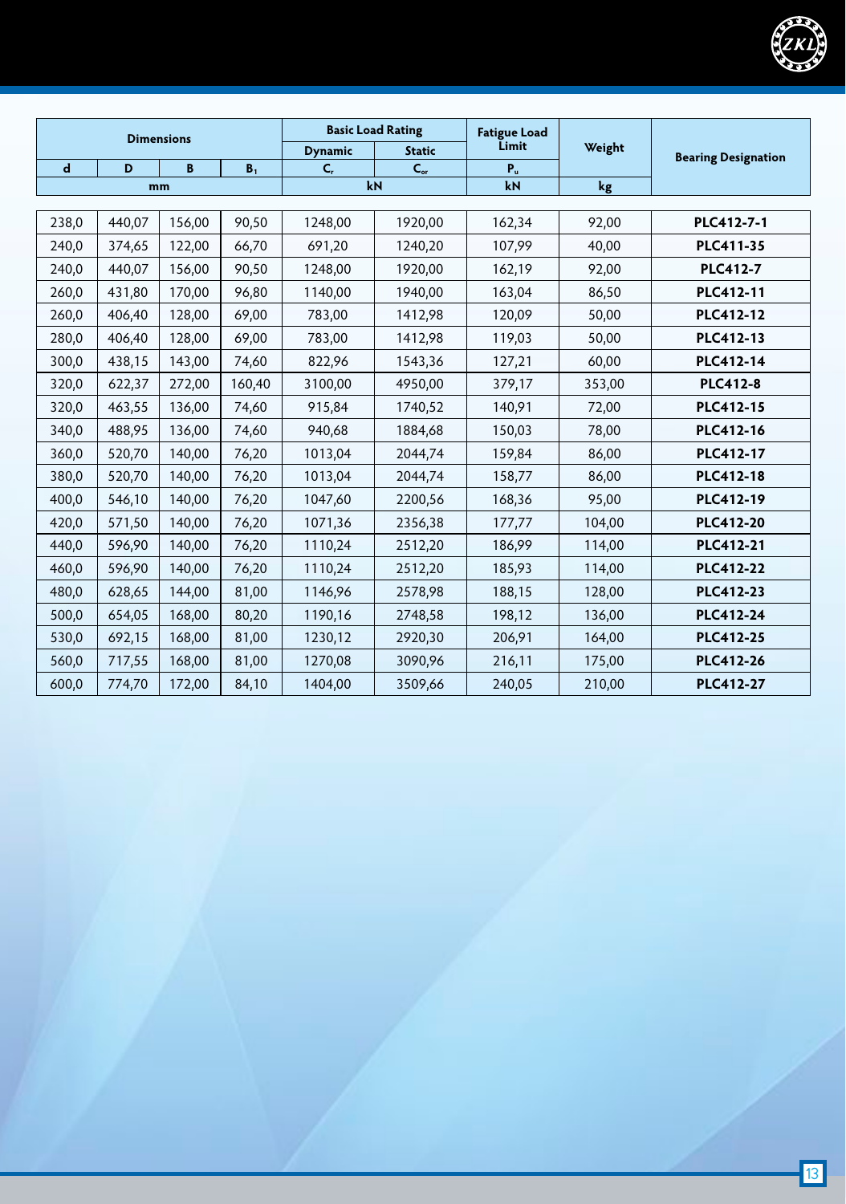| Dimensions | | | | Basic Load Rating | | Fatigue Load Limit | Weight | Bearing Designation |
|---|---|---|---|---|---|---|---|---|
| | | | | Dynamic | Static | | | |
| d | D | B | $B_1$ | $C_r$ | $C_{or}$ | $P_u$ | | |
| mm | | | | kN | | kN | kg | |
| 238,0 | 440,07 | 156,00 | 90,50 | 1248,00 | 1920,00 | 162,34 | 92,00 | **PLC412-7-1** |
| 240,0 | 374,65 | 122,00 | 66,70 | 691,20 | 1240,20 | 107,99 | 40,00 | **PLC411-35** |
| 240,0 | 440,07 | 156,00 | 90,50 | 1248,00 | 1920,00 | 162,19 | 92,00 | **PLC412-7** |
| 260,0 | 431,80 | 170,00 | 96,80 | 1140,00 | 1940,00 | 163,04 | 86,50 | **PLC412-11** |
| 260,0 | 406,40 | 128,00 | 69,00 | 783,00 | 1412,98 | 120,09 | 50,00 | **PLC412-12** |
| 280,0 | 406,40 | 128,00 | 69,00 | 783,00 | 1412,98 | 119,03 | 50,00 | **PLC412-13** |
| 300,0 | 438,15 | 143,00 | 74,60 | 822,96 | 1543,36 | 127,21 | 60,00 | **PLC412-14** |
| 320,0 | 622,37 | 272,00 | 160,40 | 3100,00 | 4950,00 | 379,17 | 353,00 | **PLC412-8** |
| 320,0 | 463,55 | 136,00 | 74,60 | 915,84 | 1740,52 | 140,91 | 72,00 | **PLC412-15** |
| 340,0 | 488,95 | 136,00 | 74,60 | 940,68 | 1884,68 | 150,03 | 78,00 | **PLC412-16** |
| 360,0 | 520,70 | 140,00 | 76,20 | 1013,04 | 2044,74 | 159,84 | 86,00 | **PLC412-17** |
| 380,0 | 520,70 | 140,00 | 76,20 | 1013,04 | 2044,74 | 158,77 | 86,00 | **PLC412-18** |
| 400,0 | 546,10 | 140,00 | 76,20 | 1047,60 | 2200,56 | 168,36 | 95,00 | **PLC412-19** |
| 420,0 | 571,50 | 140,00 | 76,20 | 1071,36 | 2356,38 | 177,77 | 104,00 | **PLC412-20** |
| 440,0 | 596,90 | 140,00 | 76,20 | 1110,24 | 2512,20 | 186,99 | 114,00 | **PLC412-21** |
| 460,0 | 596,90 | 140,00 | 76,20 | 1110,24 | 2512,20 | 185,93 | 114,00 | **PLC412-22** |
| 480,0 | 628,65 | 144,00 | 81,00 | 1146,96 | 2578,98 | 188,15 | 128,00 | **PLC412-23** |
| 500,0 | 654,05 | 168,00 | 80,20 | 1190,16 | 2748,58 | 198,12 | 136,00 | **PLC412-24** |
| 530,0 | 692,15 | 168,00 | 81,00 | 1230,12 | 2920,30 | 206,91 | 164,00 | **PLC412-25** |
| 560,0 | 717,55 | 168,00 | 81,00 | 1270,08 | 3090,96 | 216,11 | 175,00 | **PLC412-26** |
| 600,0 | 774,70 | 172,00 | 84,10 | 1404,00 | 3509,66 | 240,05 | 210,00 | **PLC412-27** |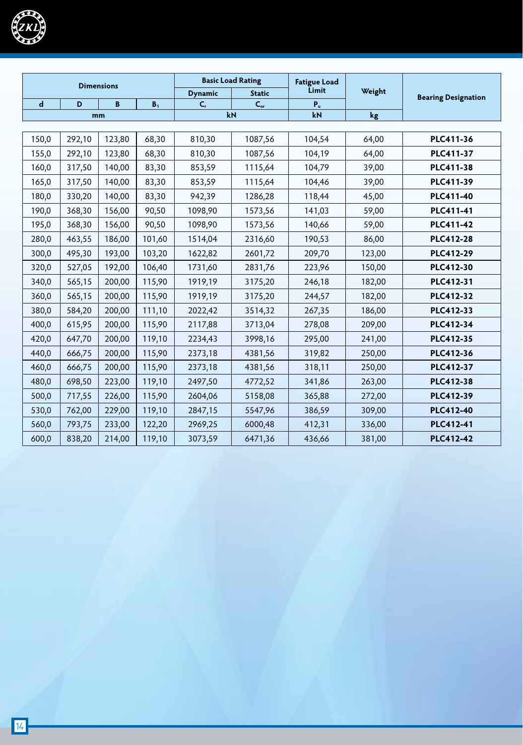| Dimensions | | | | Basic Load Rating | | Fatigue Load Limit | Weight | Bearing Designation |
|---|---|---|---|---|---|---|---|---|
| | | | | Dynamic | Static | | | |
| d | D | B | $B_1$ | $C_r$ | $C_{or}$ | $P_u$ | | |
| mm | | | | kN | | kN | kg | |
| 150,0 | 292,10 | 123,80 | 68,30 | 810,30 | 1087,56 | 104,54 | 64,00 | **PLC411-36** |
| 155,0 | 292,10 | 123,80 | 68,30 | 810,30 | 1087,56 | 104,19 | 64,00 | **PLC411-37** |
| 160,0 | 317,50 | 140,00 | 83,30 | 853,59 | 1115,64 | 104,79 | 39,00 | **PLC411-38** |
| 165,0 | 317,50 | 140,00 | 83,30 | 853,59 | 1115,64 | 104,46 | 39,00 | **PLC411-39** |
| 180,0 | 330,20 | 140,00 | 83,30 | 942,39 | 1286,28 | 118,44 | 45,00 | **PLC411-40** |
| 190,0 | 368,30 | 156,00 | 90,50 | 1098,90 | 1573,56 | 141,03 | 59,00 | **PLC411-41** |
| 195,0 | 368,30 | 156,00 | 90,50 | 1098,90 | 1573,56 | 140,66 | 59,00 | **PLC411-42** |
| 280,0 | 463,55 | 186,00 | 101,60 | 1514,04 | 2316,60 | 190,53 | 86,00 | **PLC412-28** |
| 300,0 | 495,30 | 193,00 | 103,20 | 1622,82 | 2601,72 | 209,70 | 123,00 | **PLC412-29** |
| 320,0 | 527,05 | 192,00 | 106,40 | 1731,60 | 2831,76 | 223,96 | 150,00 | **PLC412-30** |
| 340,0 | 565,15 | 200,00 | 115,90 | 1919,19 | 3175,20 | 246,18 | 182,00 | **PLC412-31** |
| 360,0 | 565,15 | 200,00 | 115,90 | 1919,19 | 3175,20 | 244,57 | 182,00 | **PLC412-32** |
| 380,0 | 584,20 | 200,00 | 111,10 | 2022,42 | 3514,32 | 267,35 | 186,00 | **PLC412-33** |
| 400,0 | 615,95 | 200,00 | 115,90 | 2117,88 | 3713,04 | 278,08 | 209,00 | **PLC412-34** |
| 420,0 | 647,70 | 200,00 | 119,10 | 2234,43 | 3998,16 | 295,00 | 241,00 | **PLC412-35** |
| 440,0 | 666,75 | 200,00 | 115,90 | 2373,18 | 4381,56 | 319,82 | 250,00 | **PLC412-36** |
| 460,0 | 666,75 | 200,00 | 115,90 | 2373,18 | 4381,56 | 318,11 | 250,00 | **PLC412-37** |
| 480,0 | 698,50 | 223,00 | 119,10 | 2497,50 | 4772,52 | 341,86 | 263,00 | **PLC412-38** |
| 500,0 | 717,55 | 226,00 | 115,90 | 2604,06 | 5158,08 | 365,88 | 272,00 | **PLC412-39** |
| 530,0 | 762,00 | 229,00 | 119,10 | 2847,15 | 5547,96 | 386,59 | 309,00 | **PLC412-40** |
| 560,0 | 793,75 | 233,00 | 122,20 | 2969,25 | 6000,48 | 412,31 | 336,00 | **PLC412-41** |
| 600,0 | 838,20 | 214,00 | 119,10 | 3073,59 | 6471,36 | 436,66 | 381,00 | **PLC412-42** |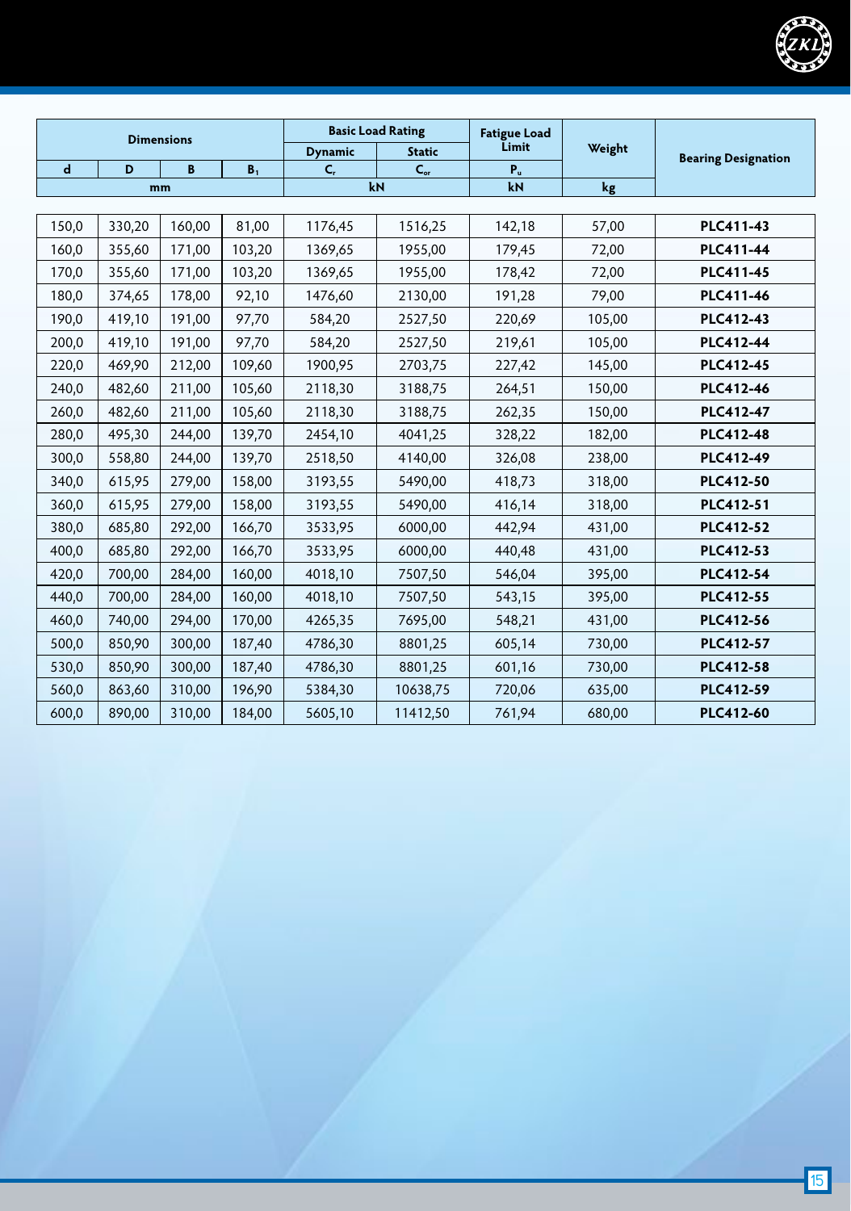| Dimensions | | | | Basic Load Rating | | Fatigue Load Limit | Weight | Bearing Designation |
|---|---|---|---|---|---|---|---|---|
| | | | | Dynamic | Static | | | |
| d | D | B | $B_1$ | $C_r$ | $C_{or}$ | $P_u$ | | |
| mm | | | | kN | | kN | kg | |
| 150,0 | 330,20 | 160,00 | 81,00 | 1176,45 | 1516,25 | 142,18 | 57,00 | **PLC411-43** |
| 160,0 | 355,60 | 171,00 | 103,20 | 1369,65 | 1955,00 | 179,45 | 72,00 | **PLC411-44** |
| 170,0 | 355,60 | 171,00 | 103,20 | 1369,65 | 1955,00 | 178,42 | 72,00 | **PLC411-45** |
| 180,0 | 374,65 | 178,00 | 92,10 | 1476,60 | 2130,00 | 191,28 | 79,00 | **PLC411-46** |
| 190,0 | 419,10 | 191,00 | 97,70 | 584,20 | 2527,50 | 220,69 | 105,00 | **PLC412-43** |
| 200,0 | 419,10 | 191,00 | 97,70 | 584,20 | 2527,50 | 219,61 | 105,00 | **PLC412-44** |
| 220,0 | 469,90 | 212,00 | 109,60 | 1900,95 | 2703,75 | 227,42 | 145,00 | **PLC412-45** |
| 240,0 | 482,60 | 211,00 | 105,60 | 2118,30 | 3188,75 | 264,51 | 150,00 | **PLC412-46** |
| 260,0 | 482,60 | 211,00 | 105,60 | 2118,30 | 3188,75 | 262,35 | 150,00 | **PLC412-47** |
| 280,0 | 495,30 | 244,00 | 139,70 | 2454,10 | 4041,25 | 328,22 | 182,00 | **PLC412-48** |
| 300,0 | 558,80 | 244,00 | 139,70 | 2518,50 | 4140,00 | 326,08 | 238,00 | **PLC412-49** |
| 340,0 | 615,95 | 279,00 | 158,00 | 3193,55 | 5490,00 | 418,73 | 318,00 | **PLC412-50** |
| 360,0 | 615,95 | 279,00 | 158,00 | 3193,55 | 5490,00 | 416,14 | 318,00 | **PLC412-51** |
| 380,0 | 685,80 | 292,00 | 166,70 | 3533,95 | 6000,00 | 442,94 | 431,00 | **PLC412-52** |
| 400,0 | 685,80 | 292,00 | 166,70 | 3533,95 | 6000,00 | 440,48 | 431,00 | **PLC412-53** |
| 420,0 | 700,00 | 284,00 | 160,00 | 4018,10 | 7507,50 | 546,04 | 395,00 | **PLC412-54** |
| 440,0 | 700,00 | 284,00 | 160,00 | 4018,10 | 7507,50 | 543,15 | 395,00 | **PLC412-55** |
| 460,0 | 740,00 | 294,00 | 170,00 | 4265,35 | 7695,00 | 548,21 | 431,00 | **PLC412-56** |
| 500,0 | 850,90 | 300,00 | 187,40 | 4786,30 | 8801,25 | 605,14 | 730,00 | **PLC412-57** |
| 530,0 | 850,90 | 300,00 | 187,40 | 4786,30 | 8801,25 | 601,16 | 730,00 | **PLC412-58** |
| 560,0 | 863,60 | 310,00 | 196,90 | 5384,30 | 10638,75 | 720,06 | 635,00 | **PLC412-59** |
| 600,0 | 890,00 | 310,00 | 184,00 | 5605,10 | 11412,50 | 761,94 | 680,00 | **PLC412-60** |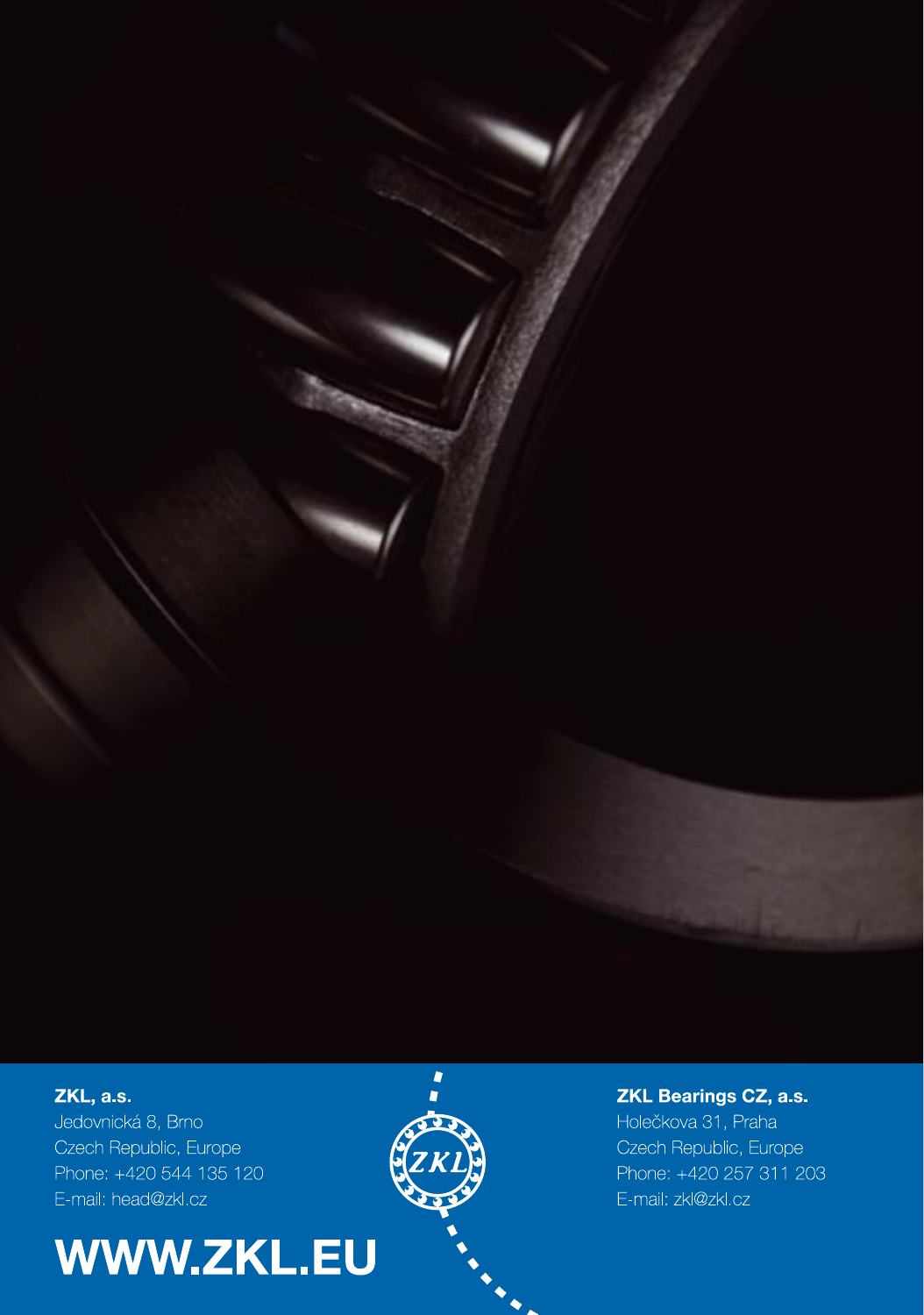**ZKL, a.s.**
Jedovnická 8, Brno
Czech Republic, Europe
Phone: +420 544 135 120
E-mail: head@zkl.cz

**WWW.ZKL.EU**

**ZKL Bearings CZ, a.s.**
Holečkova 31, Praha
Czech Republic, Europe
Phone: +420 257 311 203
E-mail: zkl@zkl.cz